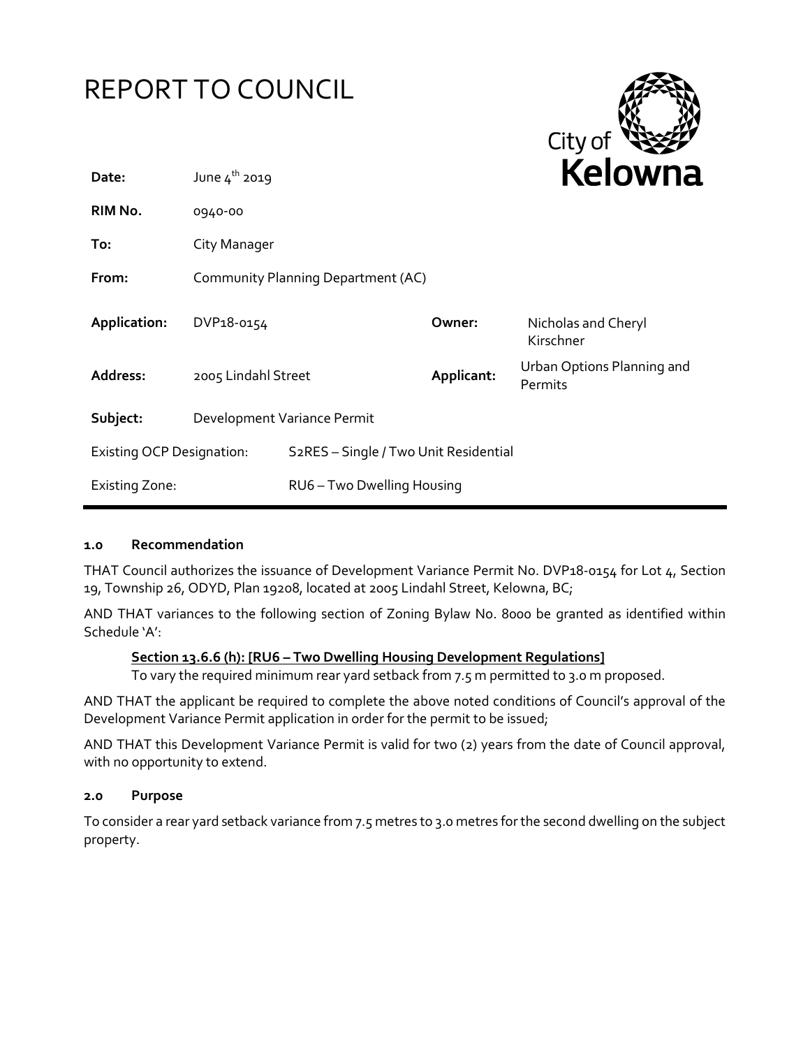# REPORT TO COUNCIL

| | | | |
|---|---|---|---|
| **Date:** | June 4th 2019 | | |
| **RIM No.** | 0940-00 | | |
| **To:** | City Manager | | |
| **From:** | Community Planning Department (AC) | | |
| **Application:** | DVP18-0154 | **Owner:** | Nicholas and Cheryl Kirschner |
| **Address:** | 2005 Lindahl Street | **Applicant:** | Urban Options Planning and Permits |
| **Subject:** | Development Variance Permit | | |
| Existing OCP Designation: | S2RES – Single / Two Unit Residential | | |
| Existing Zone: | RU6 – Two Dwelling Housing | | |

## 1.0 Recommendation

THAT Council authorizes the issuance of Development Variance Permit No. DVP18-0154 for Lot 4, Section 19, Township 26, ODYD, Plan 19208, located at 2005 Lindahl Street, Kelowna, BC;

AND THAT variances to the following section of Zoning Bylaw No. 8000 be granted as identified within Schedule 'A':

**Section 13.6.6 (h): [RU6 – Two Dwelling Housing Development Regulations]**
To vary the required minimum rear yard setback from 7.5 m permitted to 3.0 m proposed.

AND THAT the applicant be required to complete the above noted conditions of Council's approval of the Development Variance Permit application in order for the permit to be issued;

AND THAT this Development Variance Permit is valid for two (2) years from the date of Council approval, with no opportunity to extend.

## 2.0 Purpose

To consider a rear yard setback variance from 7.5 metres to 3.0 metres for the second dwelling on the subject property.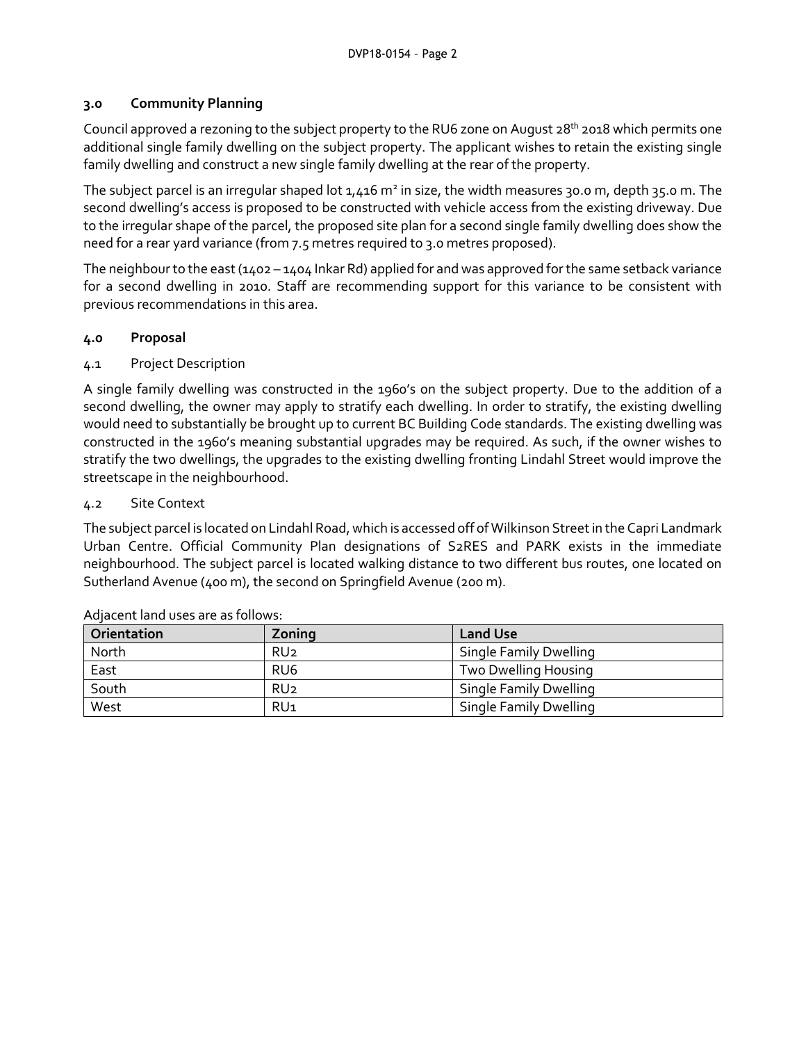### 3.0 Community Planning

Council approved a rezoning to the subject property to the RU6 zone on August 28th 2018 which permits one additional single family dwelling on the subject property. The applicant wishes to retain the existing single family dwelling and construct a new single family dwelling at the rear of the property.

The subject parcel is an irregular shaped lot 1,416 m² in size, the width measures 30.0 m, depth 35.0 m. The second dwelling's access is proposed to be constructed with vehicle access from the existing driveway. Due to the irregular shape of the parcel, the proposed site plan for a second single family dwelling does show the need for a rear yard variance (from 7.5 metres required to 3.0 metres proposed).

The neighbour to the east (1402 – 1404 Inkar Rd) applied for and was approved for the same setback variance for a second dwelling in 2010. Staff are recommending support for this variance to be consistent with previous recommendations in this area.

### 4.0 Proposal

#### 4.1 Project Description

A single family dwelling was constructed in the 1960's on the subject property. Due to the addition of a second dwelling, the owner may apply to stratify each dwelling. In order to stratify, the existing dwelling would need to substantially be brought up to current BC Building Code standards. The existing dwelling was constructed in the 1960's meaning substantial upgrades may be required. As such, if the owner wishes to stratify the two dwellings, the upgrades to the existing dwelling fronting Lindahl Street would improve the streetscape in the neighbourhood.

#### 4.2 Site Context

The subject parcel is located on Lindahl Road, which is accessed off of Wilkinson Street in the Capri Landmark Urban Centre. Official Community Plan designations of S2RES and PARK exists in the immediate neighbourhood. The subject parcel is located walking distance to two different bus routes, one located on Sutherland Avenue (400 m), the second on Springfield Avenue (200 m).

Adjacent land uses are as follows:

| Orientation | Zoning | Land Use |
|---|---|---|
| North | RU2 | Single Family Dwelling |
| East | RU6 | Two Dwelling Housing |
| South | RU2 | Single Family Dwelling |
| West | RU1 | Single Family Dwelling |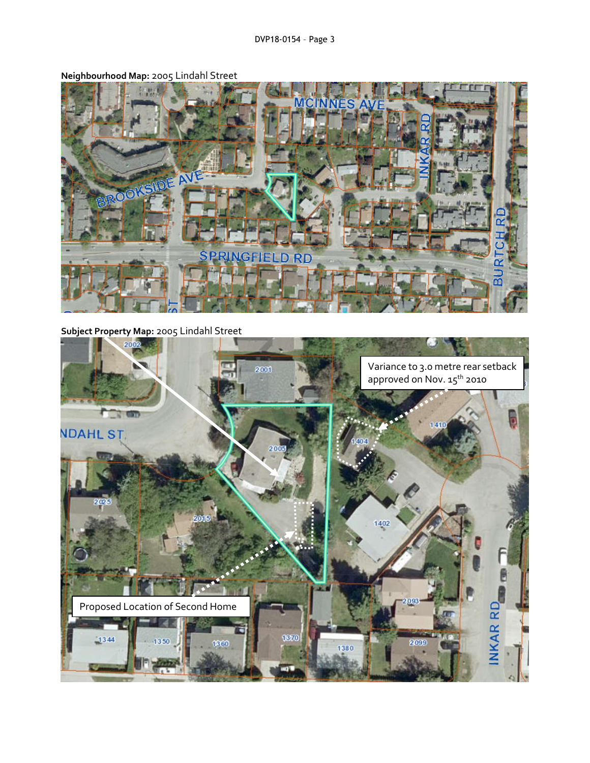**Neighbourhood Map:** 2005 Lindahl Street

**Subject Property Map:** 2005 Lindahl Street

Variance to 3.0 metre rear setback approved on Nov. 15th 2010

Proposed Location of Second Home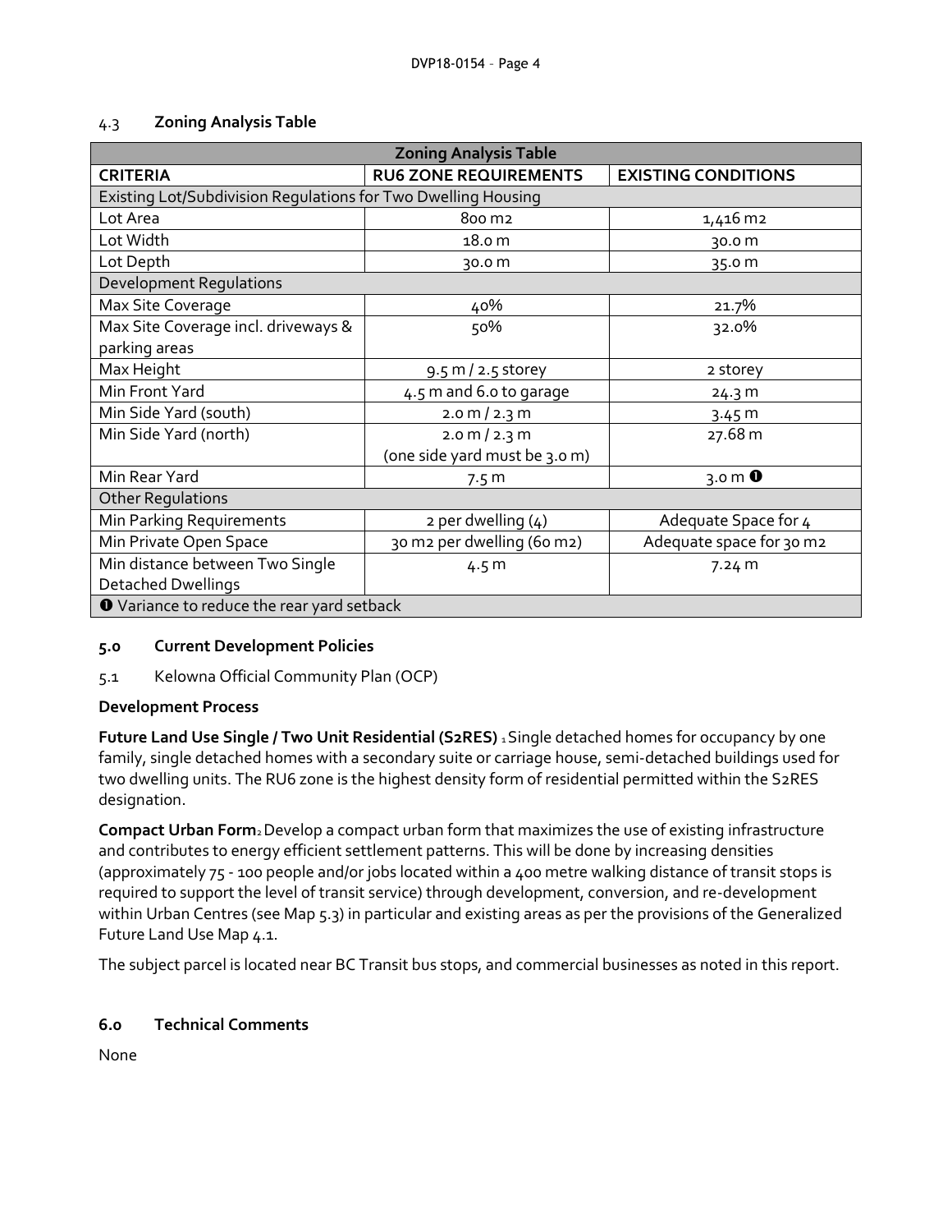### 4.3 Zoning Analysis Table

| Zoning Analysis Table | | |
|---|---|---|
| **CRITERIA** | **RU6 ZONE REQUIREMENTS** | **EXISTING CONDITIONS** |
| Existing Lot/Subdivision Regulations for Two Dwelling Housing | | |
| Lot Area | 800 m2 | 1,416 m2 |
| Lot Width | 18.0 m | 30.0 m |
| Lot Depth | 30.0 m | 35.0 m |
| Development Regulations | | |
| Max Site Coverage | 40% | 21.7% |
| Max Site Coverage incl. driveways & parking areas | 50% | 32.0% |
| Max Height | 9.5 m / 2.5 storey | 2 storey |
| Min Front Yard | 4.5 m and 6.0 to garage | 24.3 m |
| Min Side Yard (south) | 2.0 m / 2.3 m | 3.45 m |
| Min Side Yard (north) | 2.0 m / 2.3 m (one side yard must be 3.0 m) | 27.68 m |
| Min Rear Yard | 7.5 m | 3.0 m ❶ |
| Other Regulations | | |
| Min Parking Requirements | 2 per dwelling (4) | Adequate Space for 4 |
| Min Private Open Space | 30 m2 per dwelling (60 m2) | Adequate space for 30 m2 |
| Min distance between Two Single Detached Dwellings | 4.5 m | 7.24 m |
| ❶ Variance to reduce the rear yard setback | | |

## 5.0 Current Development Policies

5.1 Kelowna Official Community Plan (OCP)

**Development Process**

**Future Land Use Single / Two Unit Residential (S2RES)** [1] Single detached homes for occupancy by one family, single detached homes with a secondary suite or carriage house, semi-detached buildings used for two dwelling units. The RU6 zone is the highest density form of residential permitted within the S2RES designation.

**Compact Urban Form**[2] Develop a compact urban form that maximizes the use of existing infrastructure and contributes to energy efficient settlement patterns. This will be done by increasing densities (approximately 75 - 100 people and/or jobs located within a 400 metre walking distance of transit stops is required to support the level of transit service) through development, conversion, and re-development within Urban Centres (see Map 5.3) in particular and existing areas as per the provisions of the Generalized Future Land Use Map 4.1.

The subject parcel is located near BC Transit bus stops, and commercial businesses as noted in this report.

## 6.0 Technical Comments

None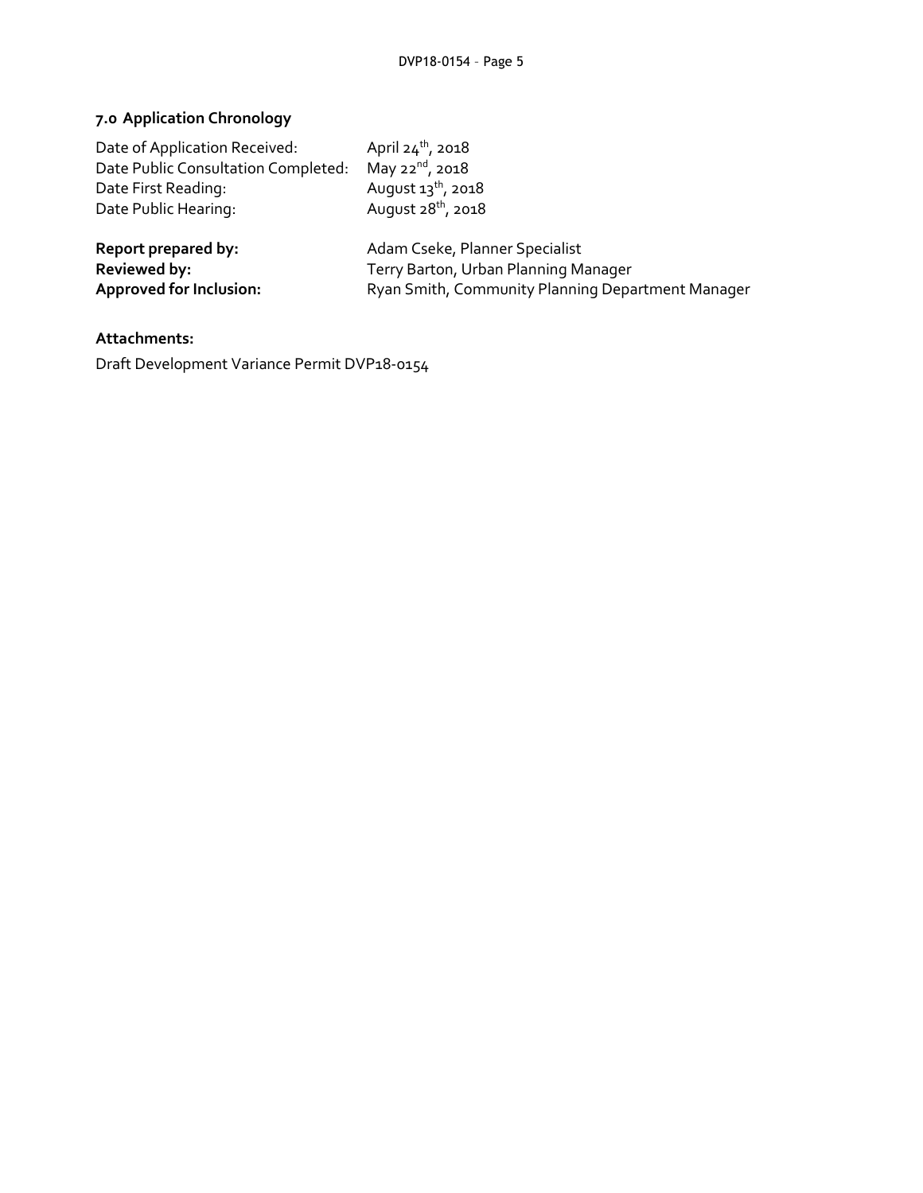## 7.0 Application Chronology

| | |
|---|---|
| Date of Application Received: | April 24th, 2018 |
| Date Public Consultation Completed: | May 22nd, 2018 |
| Date First Reading: | August 13th, 2018 |
| Date Public Hearing: | August 28th, 2018 |

| | |
|---|---|
| **Report prepared by:** | Adam Cseke, Planner Specialist |
| **Reviewed by:** | Terry Barton, Urban Planning Manager |
| **Approved for Inclusion:** | Ryan Smith, Community Planning Department Manager |

**Attachments:**

Draft Development Variance Permit DVP18-0154